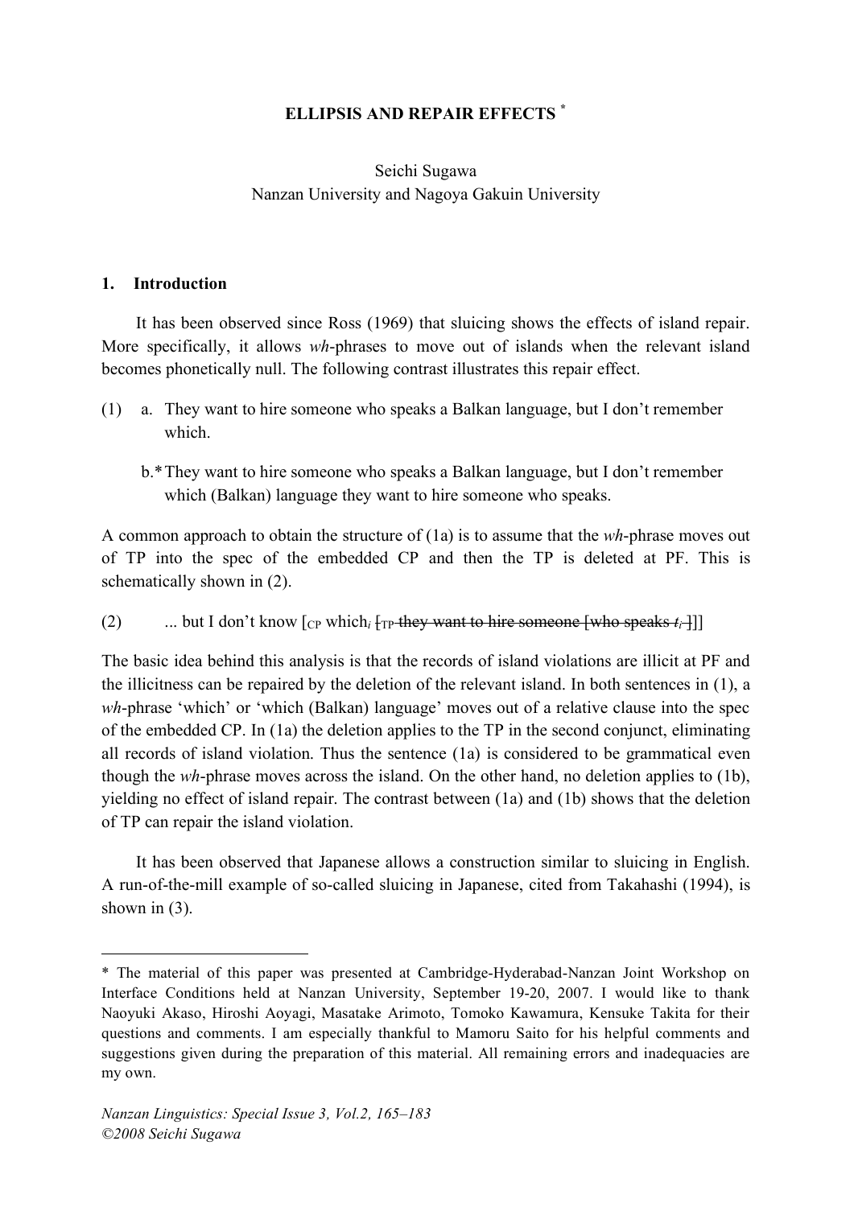# ELLIPSIS AND REPAIR EFFECTS [*]

Seichi Sugawa
Nanzan University and Nagoya Gakuin University

## 1. Introduction

It has been observed since Ross (1969) that sluicing shows the effects of island repair. More specifically, it allows *wh*-phrases to move out of islands when the relevant island becomes phonetically null. The following contrast illustrates this repair effect.

(1) a. They want to hire someone who speaks a Balkan language, but I don't remember which.

b.* They want to hire someone who speaks a Balkan language, but I don't remember which (Balkan) language they want to hire someone who speaks.

A common approach to obtain the structure of (1a) is to assume that the *wh*-phrase moves out of TP into the spec of the embedded CP and then the TP is deleted at PF. This is schematically shown in (2).

(2) ... but I don't know [$_{CP}$ which$_i$ ~~[$_{TP}$ they want to hire someone [who speaks $t_i$ ]]~~]

The basic idea behind this analysis is that the records of island violations are illicit at PF and the illicitness can be repaired by the deletion of the relevant island. In both sentences in (1), a *wh*-phrase 'which' or 'which (Balkan) language' moves out of a relative clause into the spec of the embedded CP. In (1a) the deletion applies to the TP in the second conjunct, eliminating all records of island violation. Thus the sentence (1a) is considered to be grammatical even though the *wh*-phrase moves across the island. On the other hand, no deletion applies to (1b), yielding no effect of island repair. The contrast between (1a) and (1b) shows that the deletion of TP can repair the island violation.

It has been observed that Japanese allows a construction similar to sluicing in English. A run-of-the-mill example of so-called sluicing in Japanese, cited from Takahashi (1994), is shown in (3).

---

[*] The material of this paper was presented at Cambridge-Hyderabad-Nanzan Joint Workshop on Interface Conditions held at Nanzan University, September 19-20, 2007. I would like to thank Naoyuki Akaso, Hiroshi Aoyagi, Masatake Arimoto, Tomoko Kawamura, Kensuke Takita for their questions and comments. I am especially thankful to Mamoru Saito for his helpful comments and suggestions given during the preparation of this material. All remaining errors and inadequacies are my own.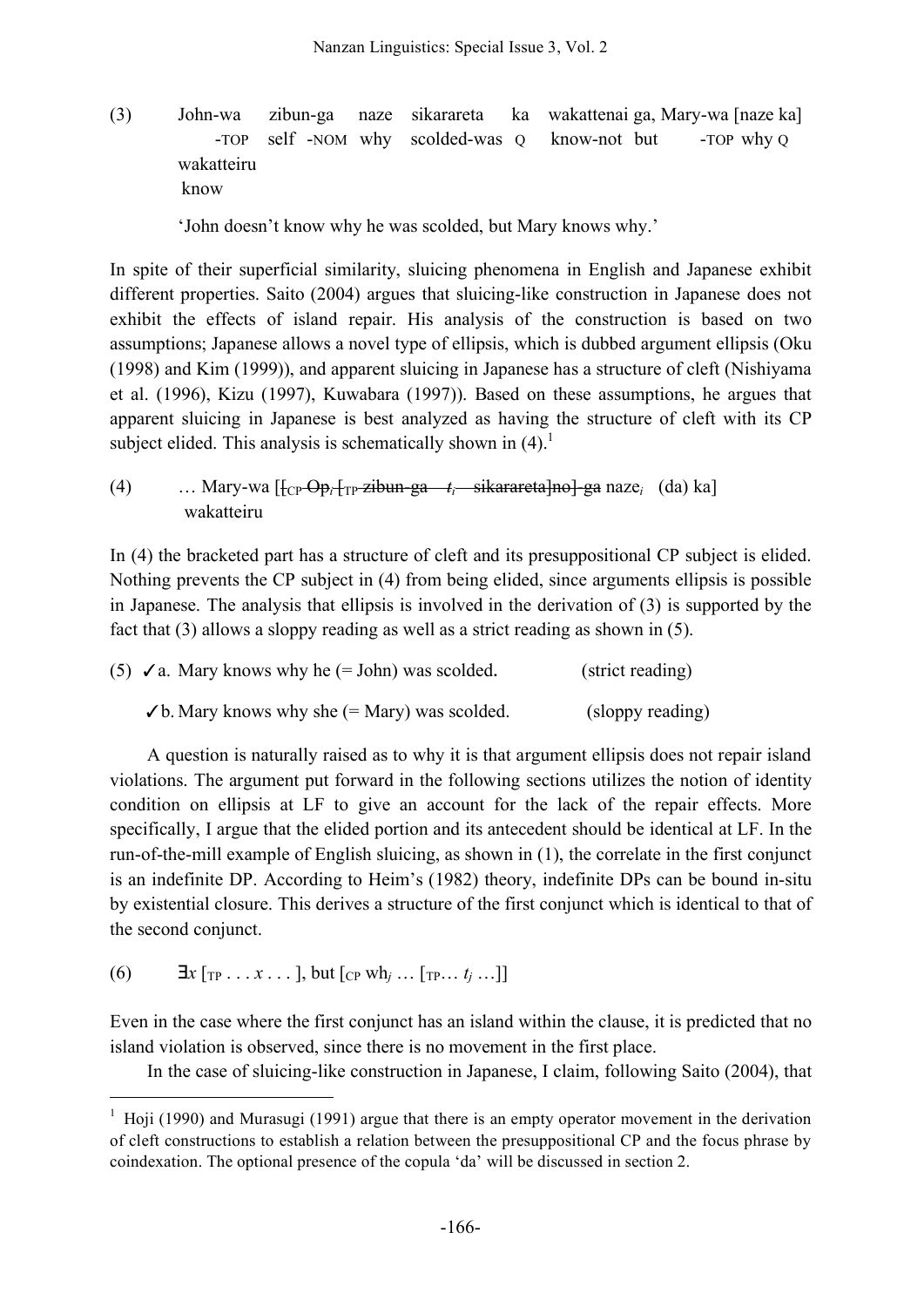(3) John-wa zibun-ga naze sikarareta ka wakattenai ga, Mary-wa [naze ka] wakatteiru
     -TOP self -NOM why scolded-was Q know-not but -TOP why Q know

     'John doesn't know why he was scolded, but Mary knows why.'

In spite of their superficial similarity, sluicing phenomena in English and Japanese exhibit different properties. Saito (2004) argues that sluicing-like construction in Japanese does not exhibit the effects of island repair. His analysis of the construction is based on two assumptions; Japanese allows a novel type of ellipsis, which is dubbed argument ellipsis (Oku (1998) and Kim (1999)), and apparent sluicing in Japanese has a structure of cleft (Nishiyama et al. (1996), Kizu (1997), Kuwabara (1997)). Based on these assumptions, he argues that apparent sluicing in Japanese is best analyzed as having the structure of cleft with its CP subject elided. This analysis is schematically shown in (4).[1]

(4) … Mary-wa [~~[$_{CP}$ Op$_i$ [$_{TP}$ zibun-ga $t_i$ sikarareta]no] ga~~ naze$_i$ (da) ka] wakatteiru

In (4) the bracketed part has a structure of cleft and its presuppositional CP subject is elided. Nothing prevents the CP subject in (4) from being elided, since arguments ellipsis is possible in Japanese. The analysis that ellipsis is involved in the derivation of (3) is supported by the fact that (3) allows a sloppy reading as well as a strict reading as shown in (5).

(5) ✓a. Mary knows why he (= John) was scolded. (strict reading)

✓b. Mary knows why she (= Mary) was scolded. (sloppy reading)

A question is naturally raised as to why it is that argument ellipsis does not repair island violations. The argument put forward in the following sections utilizes the notion of identity condition on ellipsis at LF to give an account for the lack of the repair effects. More specifically, I argue that the elided portion and its antecedent should be identical at LF. In the run-of-the-mill example of English sluicing, as shown in (1), the correlate in the first conjunct is an indefinite DP. According to Heim's (1982) theory, indefinite DPs can be bound in-situ by existential closure. This derives a structure of the first conjunct which is identical to that of the second conjunct.

(6) $\exists x$ [$_{TP}$ . . . $x$ . . . ], but [$_{CP}$ wh$_j$ … [$_{TP}$… $t_j$ …]]

Even in the case where the first conjunct has an island within the clause, it is predicted that no island violation is observed, since there is no movement in the first place.

In the case of sluicing-like construction in Japanese, I claim, following Saito (2004), that

---

[1] Hoji (1990) and Murasugi (1991) argue that there is an empty operator movement in the derivation of cleft constructions to establish a relation between the presuppositional CP and the focus phrase by coindexation. The optional presence of the copula 'da' will be discussed in section 2.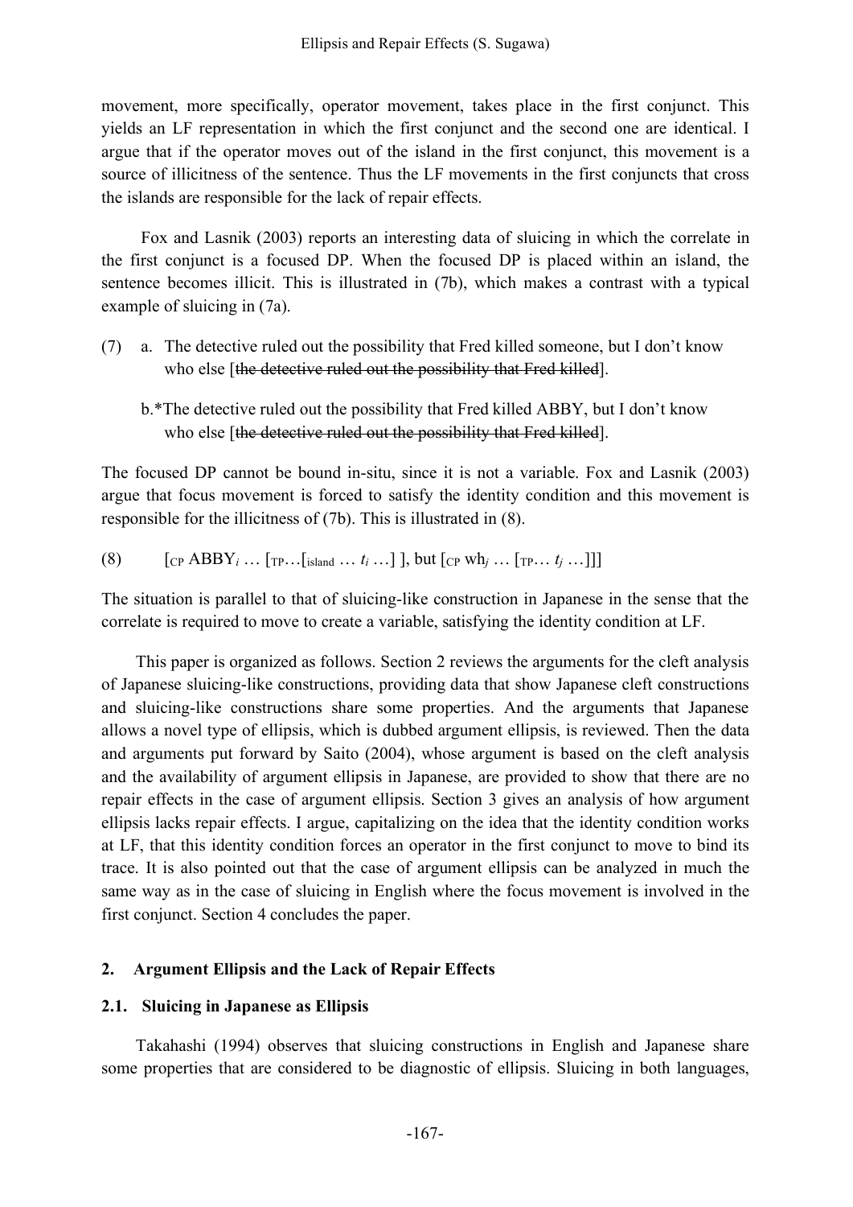movement, more specifically, operator movement, takes place in the first conjunct. This yields an LF representation in which the first conjunct and the second one are identical. I argue that if the operator moves out of the island in the first conjunct, this movement is a source of illicitness of the sentence. Thus the LF movements in the first conjuncts that cross the islands are responsible for the lack of repair effects.

Fox and Lasnik (2003) reports an interesting data of sluicing in which the correlate in the first conjunct is a focused DP. When the focused DP is placed within an island, the sentence becomes illicit. This is illustrated in (7b), which makes a contrast with a typical example of sluicing in (7a).

(7) a. The detective ruled out the possibility that Fred killed someone, but I don't know who else [~~the detective ruled out the possibility that Fred killed~~].

b.*The detective ruled out the possibility that Fred killed ABBY, but I don't know who else [~~the detective ruled out the possibility that Fred killed~~].

The focused DP cannot be bound in-situ, since it is not a variable. Fox and Lasnik (2003) argue that focus movement is forced to satisfy the identity condition and this movement is responsible for the illicitness of (7b). This is illustrated in (8).

(8) $[_{CP}$ ABBY$_i$ … $[_{TP}$…$[_{island}$ … $t_i$ …] ], but $[_{CP}$ wh$_j$ … $[_{TP}$… $t_j$ …]]]

The situation is parallel to that of sluicing-like construction in Japanese in the sense that the correlate is required to move to create a variable, satisfying the identity condition at LF.

This paper is organized as follows. Section 2 reviews the arguments for the cleft analysis of Japanese sluicing-like constructions, providing data that show Japanese cleft constructions and sluicing-like constructions share some properties. And the arguments that Japanese allows a novel type of ellipsis, which is dubbed argument ellipsis, is reviewed. Then the data and arguments put forward by Saito (2004), whose argument is based on the cleft analysis and the availability of argument ellipsis in Japanese, are provided to show that there are no repair effects in the case of argument ellipsis. Section 3 gives an analysis of how argument ellipsis lacks repair effects. I argue, capitalizing on the idea that the identity condition works at LF, that this identity condition forces an operator in the first conjunct to move to bind its trace. It is also pointed out that the case of argument ellipsis can be analyzed in much the same way as in the case of sluicing in English where the focus movement is involved in the first conjunct. Section 4 concludes the paper.

## 2. Argument Ellipsis and the Lack of Repair Effects

### 2.1. Sluicing in Japanese as Ellipsis

Takahashi (1994) observes that sluicing constructions in English and Japanese share some properties that are considered to be diagnostic of ellipsis. Sluicing in both languages,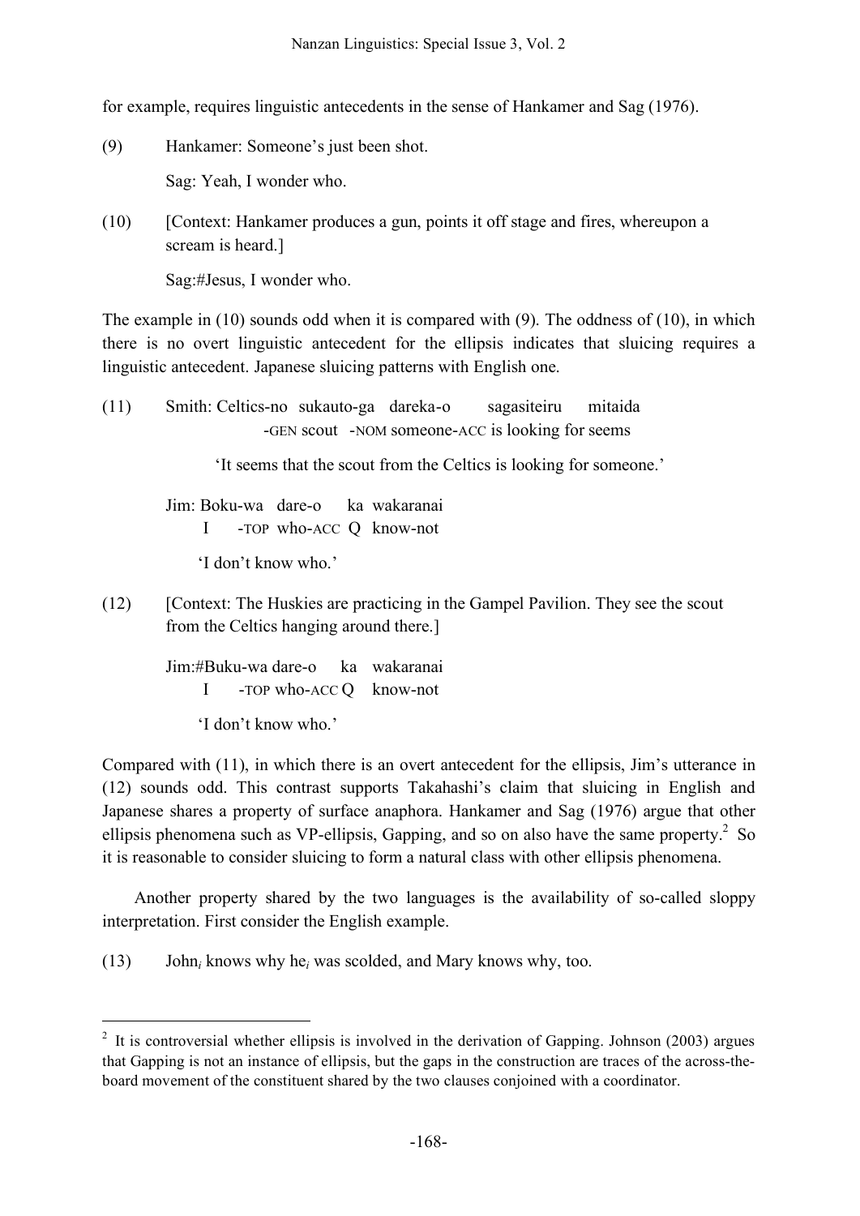for example, requires linguistic antecedents in the sense of Hankamer and Sag (1976).

(9) Hankamer: Someone's just been shot.

Sag: Yeah, I wonder who.

(10) [Context: Hankamer produces a gun, points it off stage and fires, whereupon a scream is heard.]

Sag:#Jesus, I wonder who.

The example in (10) sounds odd when it is compared with (9). The oddness of (10), in which there is no overt linguistic antecedent for the ellipsis indicates that sluicing requires a linguistic antecedent. Japanese sluicing patterns with English one.

(11) Smith: Celtics-no sukauto-ga dareka-o sagasiteiru mitaida
-GEN scout -NOM someone-ACC is looking for seems

'It seems that the scout from the Celtics is looking for someone.'

Jim: Boku-wa dare-o ka wakaranai
I -TOP who-ACC Q know-not

'I don't know who.'

(12) [Context: The Huskies are practicing in the Gampel Pavilion. They see the scout from the Celtics hanging around there.]

Jim:#Buku-wa dare-o ka wakaranai
I -TOP who-ACC Q know-not

'I don't know who.'

Compared with (11), in which there is an overt antecedent for the ellipsis, Jim's utterance in (12) sounds odd. This contrast supports Takahashi's claim that sluicing in English and Japanese shares a property of surface anaphora. Hankamer and Sag (1976) argue that other ellipsis phenomena such as VP-ellipsis, Gapping, and so on also have the same property.[2] So it is reasonable to consider sluicing to form a natural class with other ellipsis phenomena.

Another property shared by the two languages is the availability of so-called sloppy interpretation. First consider the English example.

(13) John$_i$ knows why he$_i$ was scolded, and Mary knows why, too.

---

[2] It is controversial whether ellipsis is involved in the derivation of Gapping. Johnson (2003) argues that Gapping is not an instance of ellipsis, but the gaps in the construction are traces of the across-the-board movement of the constituent shared by the two clauses conjoined with a coordinator.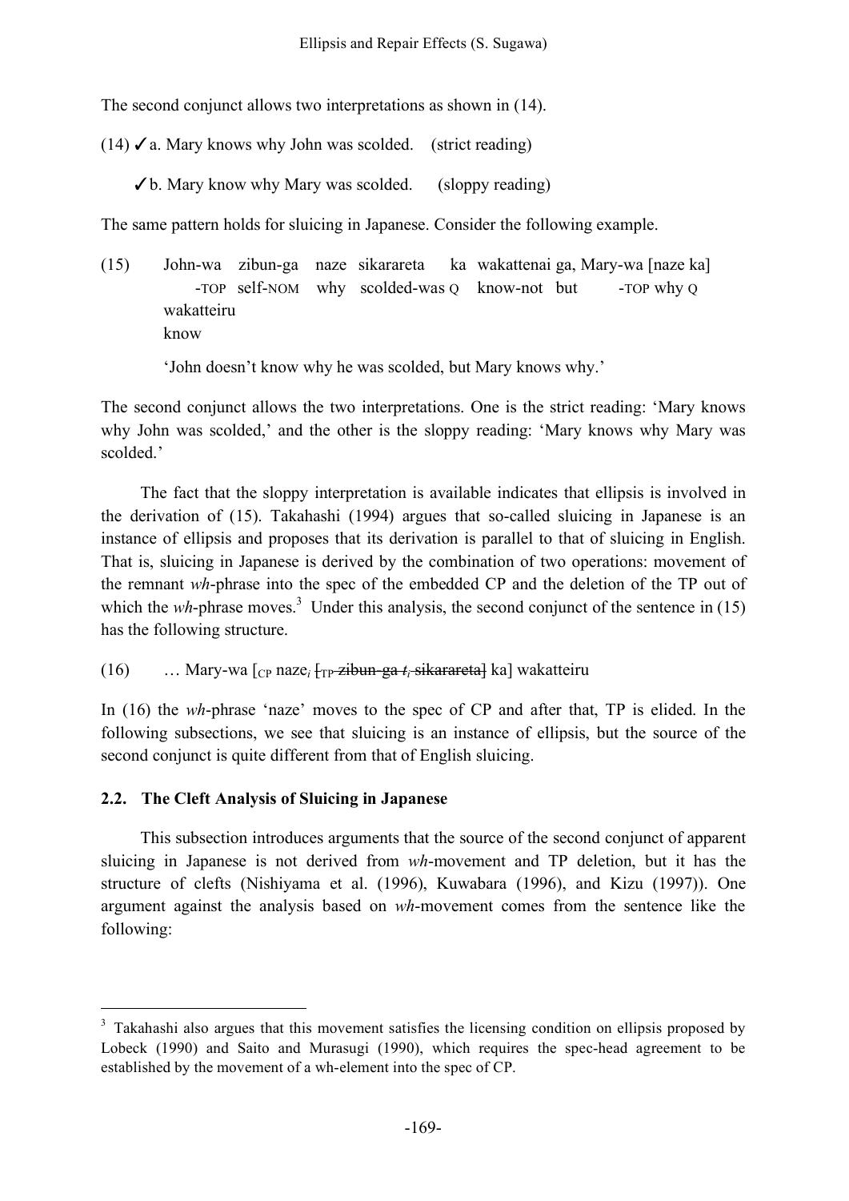The second conjunct allows two interpretations as shown in (14).

(14) ✓a. Mary knows why John was scolded. (strict reading)

✓b. Mary know why Mary was scolded. (sloppy reading)

The same pattern holds for sluicing in Japanese. Consider the following example.

(15) John-wa zibun-ga naze sikarareta ka wakattenai ga, Mary-wa [naze ka] wakatteiru
-TOP self-NOM why scolded-was Q know-not but -TOP why Q know

'John doesn't know why he was scolded, but Mary knows why.'

The second conjunct allows the two interpretations. One is the strict reading: 'Mary knows why John was scolded,' and the other is the sloppy reading: 'Mary knows why Mary was scolded.'

The fact that the sloppy interpretation is available indicates that ellipsis is involved in the derivation of (15). Takahashi (1994) argues that so-called sluicing in Japanese is an instance of ellipsis and proposes that its derivation is parallel to that of sluicing in English. That is, sluicing in Japanese is derived by the combination of two operations: movement of the remnant *wh*-phrase into the spec of the embedded CP and the deletion of the TP out of which the *wh*-phrase moves.[3] Under this analysis, the second conjunct of the sentence in (15) has the following structure.

(16) … Mary-wa [$_{CP}$ naze$_i$ ~~[$_{TP}$ zibun-ga $t_i$ sikarareta]~~ ka] wakatteiru

In (16) the *wh*-phrase 'naze' moves to the spec of CP and after that, TP is elided. In the following subsections, we see that sluicing is an instance of ellipsis, but the source of the second conjunct is quite different from that of English sluicing.

### 2.2. The Cleft Analysis of Sluicing in Japanese

This subsection introduces arguments that the source of the second conjunct of apparent sluicing in Japanese is not derived from *wh*-movement and TP deletion, but it has the structure of clefts (Nishiyama et al. (1996), Kuwabara (1996), and Kizu (1997)). One argument against the analysis based on *wh*-movement comes from the sentence like the following:

[3] Takahashi also argues that this movement satisfies the licensing condition on ellipsis proposed by Lobeck (1990) and Saito and Murasugi (1990), which requires the spec-head agreement to be established by the movement of a wh-element into the spec of CP.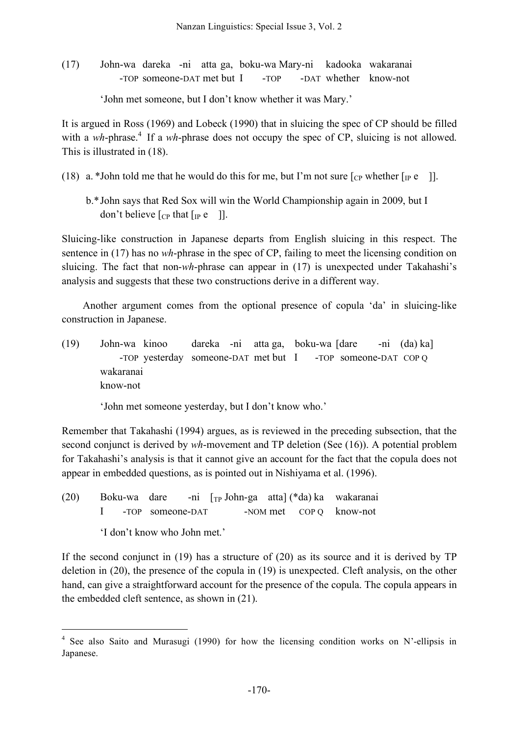(17) John-wa dareka -ni atta ga, boku-wa Mary-ni kadooka wakaranai
      -TOP someone-DAT met but I -TOP -DAT whether know-not

   'John met someone, but I don't know whether it was Mary.'

It is argued in Ross (1969) and Lobeck (1990) that in sluicing the spec of CP should be filled with a *wh*-phrase.[4] If a *wh*-phrase does not occupy the spec of CP, sluicing is not allowed. This is illustrated in (18).

(18) a. *John told me that he would do this for me, but I'm not sure [$_{CP}$ whether [$_{IP}$ e ]].

   b. *John says that Red Sox will win the World Championship again in 2009, but I don't believe [$_{CP}$ that [$_{IP}$ e ]].

Sluicing-like construction in Japanese departs from English sluicing in this respect. The sentence in (17) has no *wh*-phrase in the spec of CP, failing to meet the licensing condition on sluicing. The fact that non-*wh*-phrase can appear in (17) is unexpected under Takahashi's analysis and suggests that these two constructions derive in a different way.

Another argument comes from the optional presence of copula 'da' in sluicing-like construction in Japanese.

(19) John-wa kinoo dareka -ni atta ga, boku-wa [dare -ni (da) ka]
      -TOP yesterday someone-DAT met but I -TOP someone-DAT COP Q
   wakaranai
   know-not

   'John met someone yesterday, but I don't know who.'

Remember that Takahashi (1994) argues, as is reviewed in the preceding subsection, that the second conjunct is derived by *wh*-movement and TP deletion (See (16)). A potential problem for Takahashi's analysis is that it cannot give an account for the fact that the copula does not appear in embedded questions, as is pointed out in Nishiyama et al. (1996).

(20) Boku-wa dare -ni [$_{TP}$ John-ga atta] (*da) ka wakaranai
   I -TOP someone-DAT -NOM met COP Q know-not

   'I don't know who John met.'

If the second conjunct in (19) has a structure of (20) as its source and it is derived by TP deletion in (20), the presence of the copula in (19) is unexpected. Cleft analysis, on the other hand, can give a straightforward account for the presence of the copula. The copula appears in the embedded cleft sentence, as shown in (21).

---

[4] See also Saito and Murasugi (1990) for how the licensing condition works on N'-ellipsis in Japanese.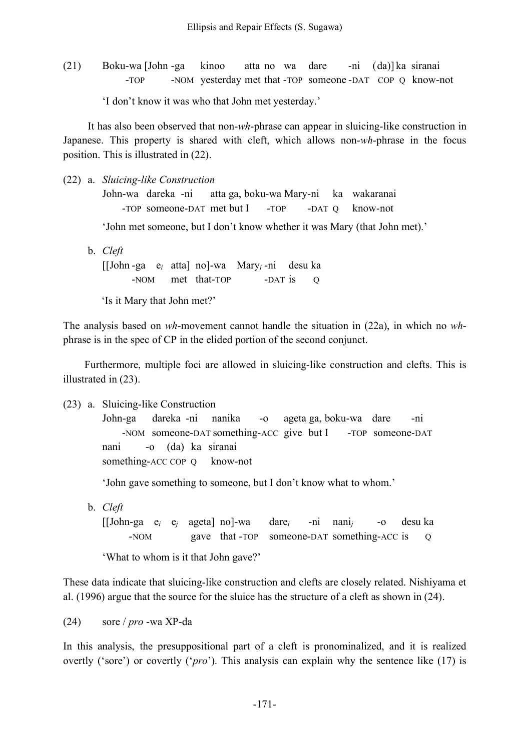(21) Boku-wa [John -ga kinoo atta no wa dare -ni (da)] ka siranai
 -TOP -NOM yesterday met that -TOP someone -DAT COP Q know-not

 'I don't know it was who that John met yesterday.'

It has also been observed that non-*wh*-phrase can appear in sluicing-like construction in Japanese. This property is shared with cleft, which allows non-*wh*-phrase in the focus position. This is illustrated in (22).

(22) a. *Sluicing-like Construction*
 John-wa dareka -ni atta ga, boku-wa Mary-ni ka wakaranai
 -TOP someone-DAT met but I -TOP -DAT Q know-not

 'John met someone, but I don't know whether it was Mary (that John met).'

 b. *Cleft*
 [[John -ga $e_i$ atta] no]-wa $\text{Mary}_i$ -ni desu ka
 -NOM met that-TOP -DAT is Q

 'Is it Mary that John met?'

The analysis based on *wh*-movement cannot handle the situation in (22a), in which no *wh*-phrase is in the spec of CP in the elided portion of the second conjunct.

Furthermore, multiple foci are allowed in sluicing-like construction and clefts. This is illustrated in (23).

(23) a. Sluicing-like Construction
 John-ga dareka -ni nanika -o ageta ga, boku-wa dare -ni
 -NOM someone-DAT something-ACC give but I -TOP someone-DAT
 nani -o (da) ka siranai
 something-ACC COP Q know-not

 'John gave something to someone, but I don't know what to whom.'

 b. *Cleft*
 [[John-ga $e_i$ $e_j$ ageta] no]-wa $\text{dare}_i$ -ni $\text{nani}_j$ -o desu ka
 -NOM gave that -TOP someone-DAT something-ACC is Q

 'What to whom is it that John gave?'

These data indicate that sluicing-like construction and clefts are closely related. Nishiyama et al. (1996) argue that the source for the sluice has the structure of a cleft as shown in (24).

(24) sore / *pro* -wa XP-da

In this analysis, the presuppositional part of a cleft is pronominalized, and it is realized overtly ('sore') or covertly ('*pro*'). This analysis can explain why the sentence like (17) is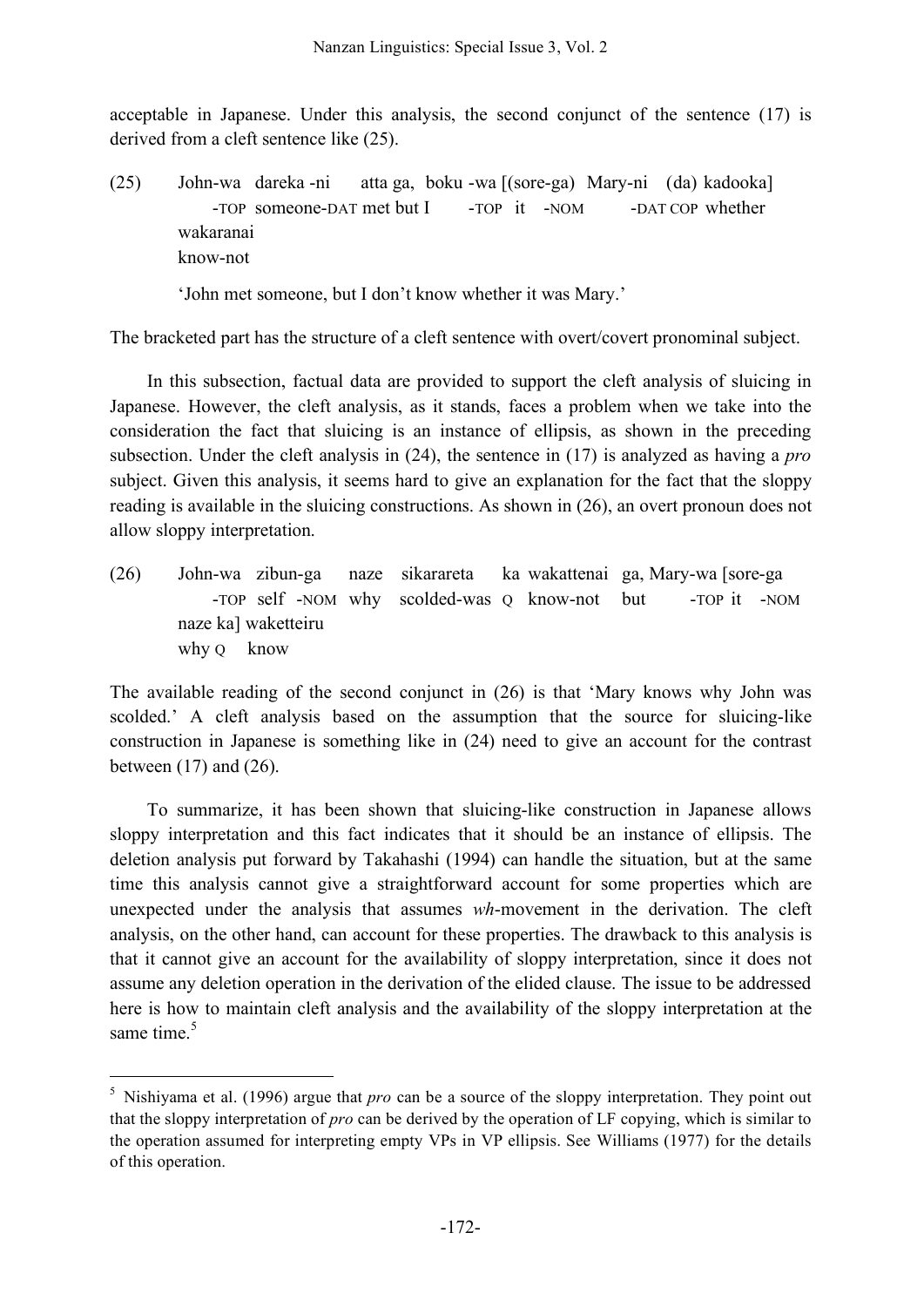acceptable in Japanese. Under this analysis, the second conjunct of the sentence (17) is derived from a cleft sentence like (25).

(25) John-wa dareka -ni atta ga, boku -wa [(sore-ga) Mary-ni (da) kadooka]
     -TOP someone-DAT met but I -TOP it -NOM -DAT COP whether
     wakaranai
     know-not

     'John met someone, but I don't know whether it was Mary.'

The bracketed part has the structure of a cleft sentence with overt/covert pronominal subject.

In this subsection, factual data are provided to support the cleft analysis of sluicing in Japanese. However, the cleft analysis, as it stands, faces a problem when we take into the consideration the fact that sluicing is an instance of ellipsis, as shown in the preceding subsection. Under the cleft analysis in (24), the sentence in (17) is analyzed as having a *pro* subject. Given this analysis, it seems hard to give an explanation for the fact that the sloppy reading is available in the sluicing constructions. As shown in (26), an overt pronoun does not allow sloppy interpretation.

(26) John-wa zibun-ga naze sikarareta ka wakattenai ga, Mary-wa [sore-ga
     -TOP self -NOM why scolded-was Q know-not but -TOP it -NOM
     naze ka] waketteiru
     why Q know

The available reading of the second conjunct in (26) is that 'Mary knows why John was scolded.' A cleft analysis based on the assumption that the source for sluicing-like construction in Japanese is something like in (24) need to give an account for the contrast between (17) and (26).

To summarize, it has been shown that sluicing-like construction in Japanese allows sloppy interpretation and this fact indicates that it should be an instance of ellipsis. The deletion analysis put forward by Takahashi (1994) can handle the situation, but at the same time this analysis cannot give a straightforward account for some properties which are unexpected under the analysis that assumes *wh*-movement in the derivation. The cleft analysis, on the other hand, can account for these properties. The drawback to this analysis is that it cannot give an account for the availability of sloppy interpretation, since it does not assume any deletion operation in the derivation of the elided clause. The issue to be addressed here is how to maintain cleft analysis and the availability of the sloppy interpretation at the same time.[5]

---

[5] Nishiyama et al. (1996) argue that *pro* can be a source of the sloppy interpretation. They point out that the sloppy interpretation of *pro* can be derived by the operation of LF copying, which is similar to the operation assumed for interpreting empty VPs in VP ellipsis. See Williams (1977) for the details of this operation.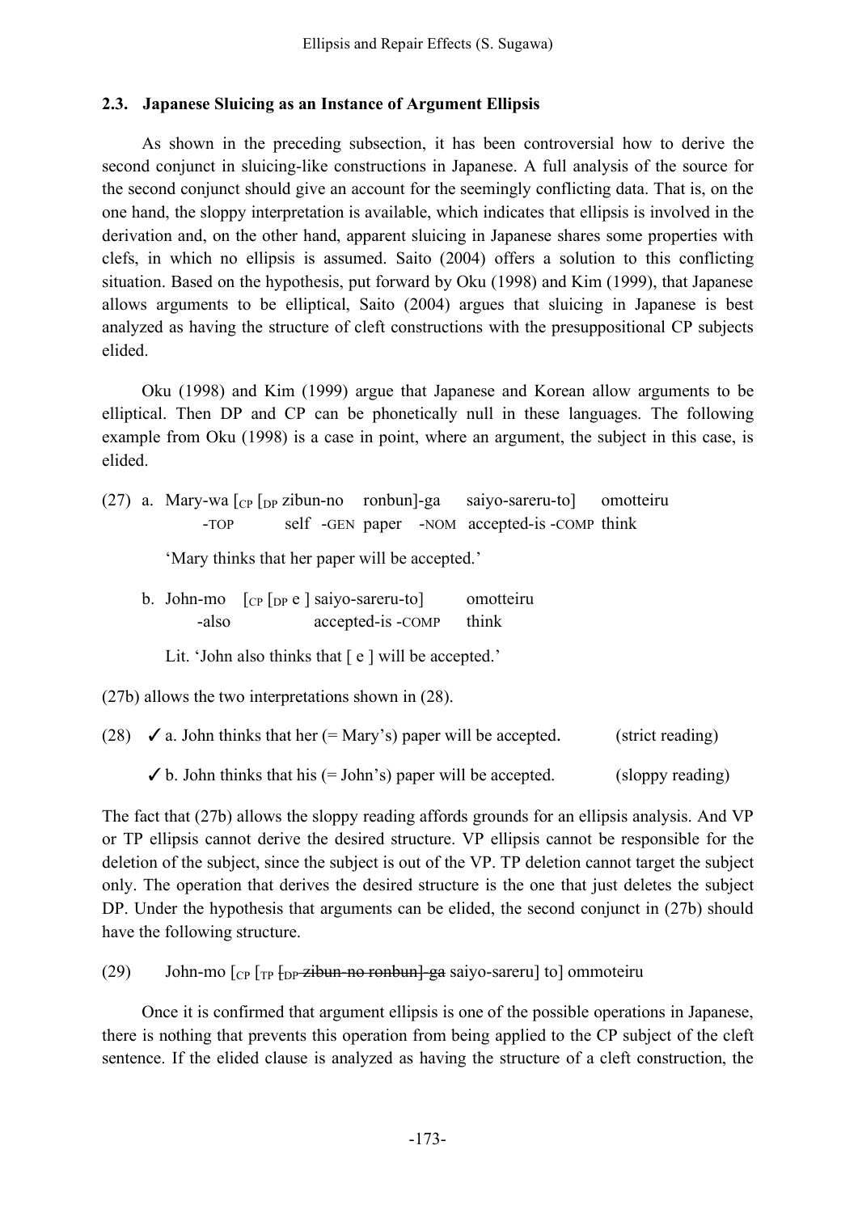### 2.3. Japanese Sluicing as an Instance of Argument Ellipsis

As shown in the preceding subsection, it has been controversial how to derive the second conjunct in sluicing-like constructions in Japanese. A full analysis of the source for the second conjunct should give an account for the seemingly conflicting data. That is, on the one hand, the sloppy interpretation is available, which indicates that ellipsis is involved in the derivation and, on the other hand, apparent sluicing in Japanese shares some properties with clefs, in which no ellipsis is assumed. Saito (2004) offers a solution to this conflicting situation. Based on the hypothesis, put forward by Oku (1998) and Kim (1999), that Japanese allows arguments to be elliptical, Saito (2004) argues that sluicing in Japanese is best analyzed as having the structure of cleft constructions with the presuppositional CP subjects elided.

Oku (1998) and Kim (1999) argue that Japanese and Korean allow arguments to be elliptical. Then DP and CP can be phonetically null in these languages. The following example from Oku (1998) is a case in point, where an argument, the subject in this case, is elided.

(27) a. Mary-wa [$_{CP}$ [$_{DP}$ zibun-no ronbun]-ga saiyo-sareru-to] omotteiru
-TOP self -GEN paper -NOM accepted-is -COMP think

'Mary thinks that her paper will be accepted.'

b. John-mo [$_{CP}$ [$_{DP}$ e ] saiyo-sareru-to] omotteiru
-also accepted-is -COMP think

Lit. 'John also thinks that [ e ] will be accepted.'

(27b) allows the two interpretations shown in (28).

(28) ✓a. John thinks that her (= Mary's) paper will be accepted. (strict reading)

✓b. John thinks that his (= John's) paper will be accepted. (sloppy reading)

The fact that (27b) allows the sloppy reading affords grounds for an ellipsis analysis. And VP or TP ellipsis cannot derive the desired structure. VP ellipsis cannot be responsible for the deletion of the subject, since the subject is out of the VP. TP deletion cannot target the subject only. The operation that derives the desired structure is the one that just deletes the subject DP. Under the hypothesis that arguments can be elided, the second conjunct in (27b) should have the following structure.

(29) John-mo [$_{CP}$ [$_{TP}$ ~~[$_{DP}$ zibun-no ronbun]-ga~~ saiyo-sareru] to] ommoteiru

Once it is confirmed that argument ellipsis is one of the possible operations in Japanese, there is nothing that prevents this operation from being applied to the CP subject of the cleft sentence. If the elided clause is analyzed as having the structure of a cleft construction, the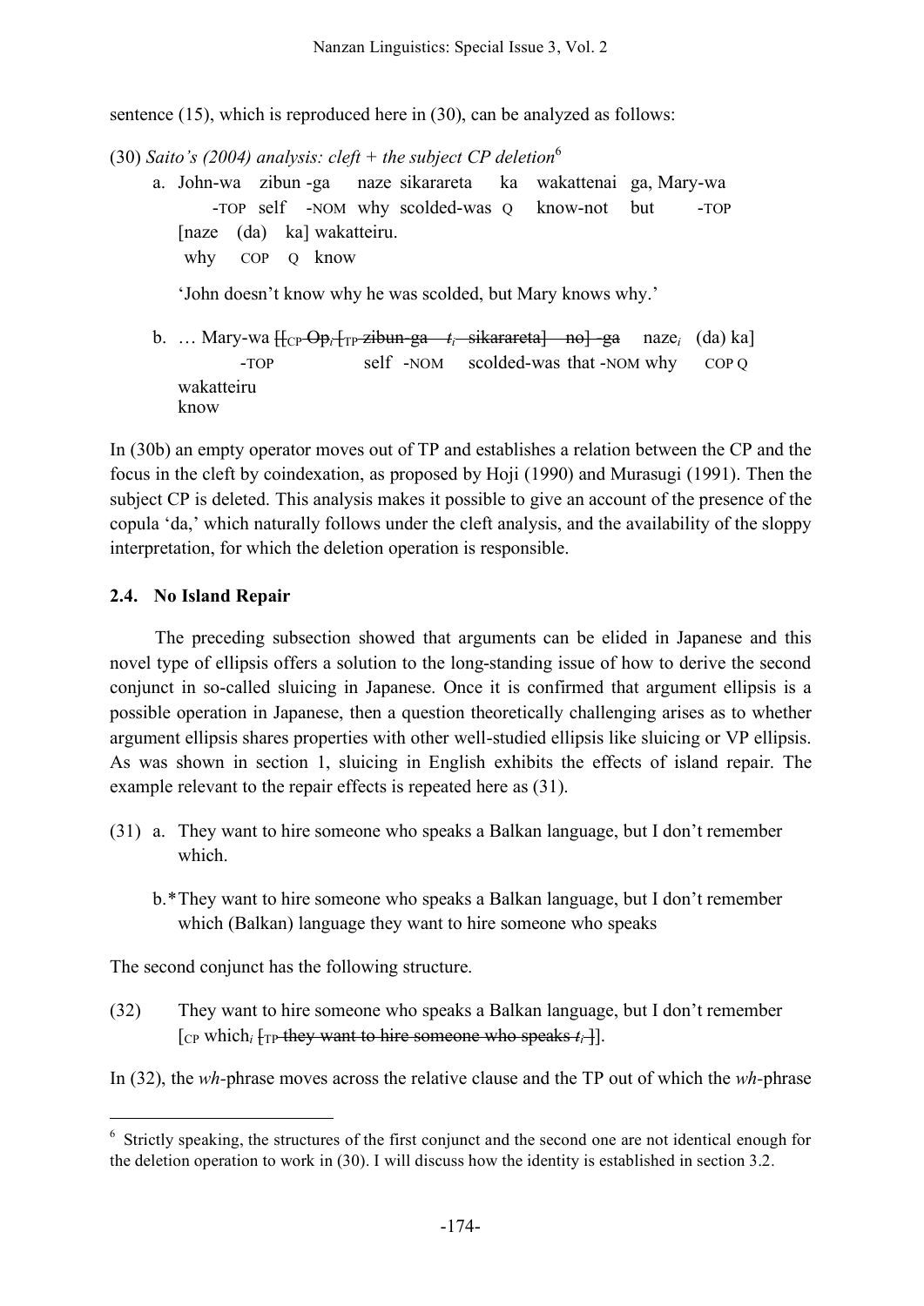sentence (15), which is reproduced here in (30), can be analyzed as follows:

(30) *Saito's (2004) analysis: cleft + the subject CP deletion*[6]

a. John-wa zibun -ga naze sikarareta ka wakattenai ga, Mary-wa
   -TOP self -NOM why scolded-was Q know-not but -TOP
   [naze (da) ka] wakatteiru.
   why COP Q know

   'John doesn't know why he was scolded, but Mary knows why.'

b. … Mary-wa [[$_{CP}$ ~~Op$_i$ [$_{TP}$ zibun-ga $t_i$ sikarareta] no] -ga~~ naze$_i$ (da) ka]
   -TOP self -NOM scolded-was that -NOM why COP Q
   wakatteiru
   know

In (30b) an empty operator moves out of TP and establishes a relation between the CP and the focus in the cleft by coindexation, as proposed by Hoji (1990) and Murasugi (1991). Then the subject CP is deleted. This analysis makes it possible to give an account of the presence of the copula 'da,' which naturally follows under the cleft analysis, and the availability of the sloppy interpretation, for which the deletion operation is responsible.

### 2.4. No Island Repair

The preceding subsection showed that arguments can be elided in Japanese and this novel type of ellipsis offers a solution to the long-standing issue of how to derive the second conjunct in so-called sluicing in Japanese. Once it is confirmed that argument ellipsis is a possible operation in Japanese, then a question theoretically challenging arises as to whether argument ellipsis shares properties with other well-studied ellipsis like sluicing or VP ellipsis. As was shown in section 1, sluicing in English exhibits the effects of island repair. The example relevant to the repair effects is repeated here as (31).

(31) a. They want to hire someone who speaks a Balkan language, but I don't remember which.

b. *They want to hire someone who speaks a Balkan language, but I don't remember which (Balkan) language they want to hire someone who speaks

The second conjunct has the following structure.

(32) They want to hire someone who speaks a Balkan language, but I don't remember [$_{CP}$ which$_i$ ~~[$_{TP}$ they want to hire someone who speaks $t_i$ ]~~].

In (32), the *wh*-phrase moves across the relative clause and the TP out of which the *wh*-phrase

---

[6] Strictly speaking, the structures of the first conjunct and the second one are not identical enough for the deletion operation to work in (30). I will discuss how the identity is established in section 3.2.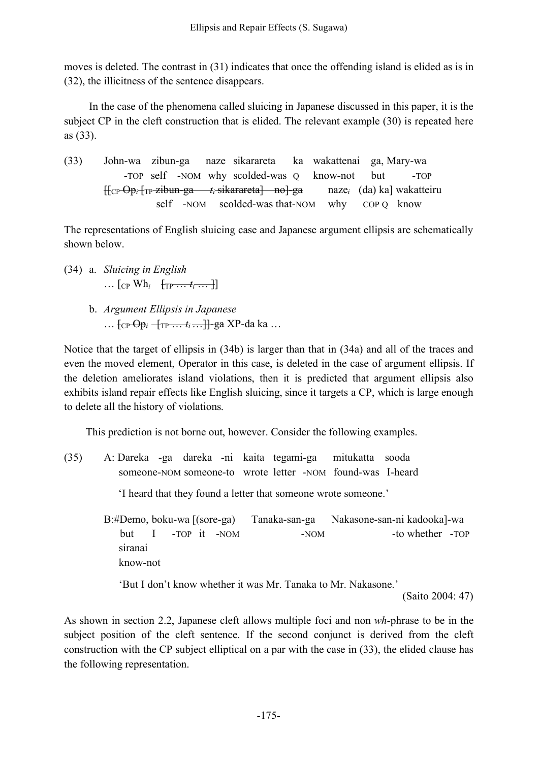moves is deleted. The contrast in (31) indicates that once the offending island is elided as is in (32), the illicitness of the sentence disappears.

In the case of the phenomena called sluicing in Japanese discussed in this paper, it is the subject CP in the cleft construction that is elided. The relevant example (30) is repeated here as (33).

(33) John-wa zibun-ga naze sikarareta ka wakattenai ga, Mary-wa
-TOP self -NOM why scolded-was Q know-not but -TOP
~~[[CP Op$_i$ [TP zibun-ga $t_i$ sikarareta] no] ga~~ naze$_i$ (da) ka] wakatteiru
self -NOM scolded-was that-NOM why COP Q know

The representations of English sluicing case and Japanese argument ellipsis are schematically shown below.

(34) a. *Sluicing in English*
… [CP Wh$_i$ ~~[TP … $t_i$ … ]~~]

b. *Argument Ellipsis in Japanese*
… ~~[CP Op$_i$ [TP … $t_i$ …]] ga~~ XP-da ka …

Notice that the target of ellipsis in (34b) is larger than that in (34a) and all of the traces and even the moved element, Operator in this case, is deleted in the case of argument ellipsis. If the deletion ameliorates island violations, then it is predicted that argument ellipsis also exhibits island repair effects like English sluicing, since it targets a CP, which is large enough to delete all the history of violations.

This prediction is not borne out, however. Consider the following examples.

(35) A: Dareka -ga dareka -ni kaita tegami-ga mitukatta sooda
someone-NOM someone-to wrote letter -NOM found-was I-heard

'I heard that they found a letter that someone wrote someone.'

B:#Demo, boku-wa [(sore-ga) Tanaka-san-ga Nakasone-san-ni kadooka]-wa siranai
but I -TOP it -NOM -NOM -to whether -TOP know-not

'But I don't know whether it was Mr. Tanaka to Mr. Nakasone.'

(Saito 2004: 47)

As shown in section 2.2, Japanese cleft allows multiple foci and non *wh*-phrase to be in the subject position of the cleft sentence. If the second conjunct is derived from the cleft construction with the CP subject elliptical on a par with the case in (33), the elided clause has the following representation.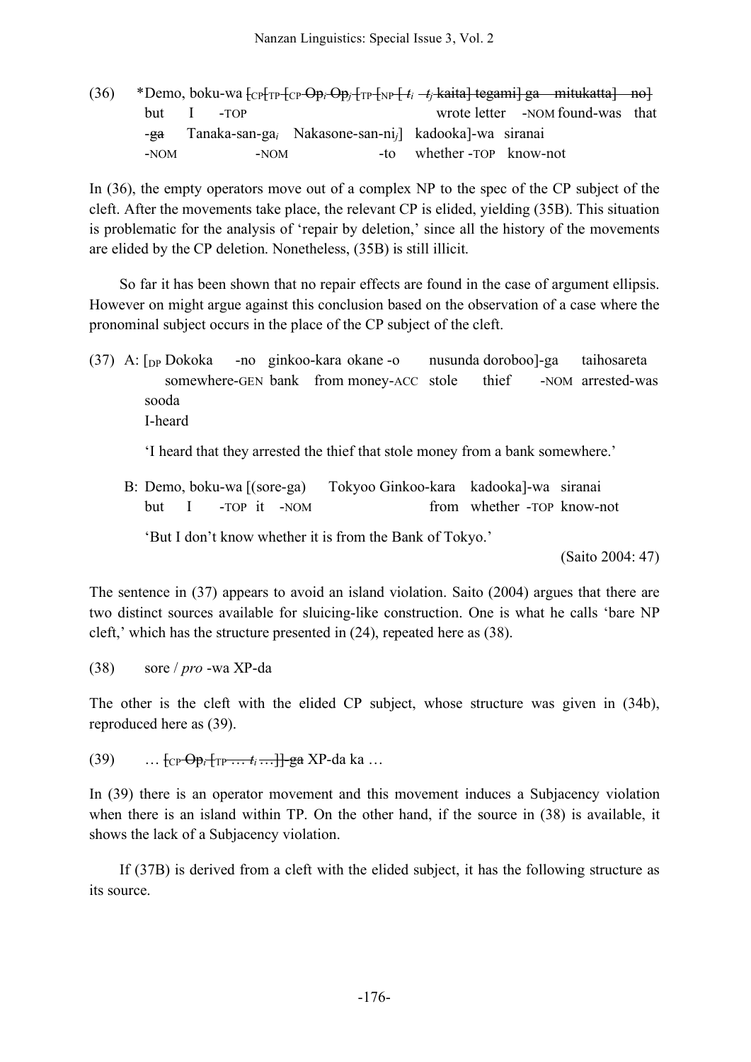(36) *Demo, boku-wa ~~[CP[TP [CP Op$_i$ Op$_j$ [TP [NP [ $t_i$ $t_j$ kaita] tegami] ga mitukatta] no]~~
but I -TOP wrote letter -NOM found-was that
~~-ga~~ Tanaka-san-ga$_i$ Nakasone-san-ni$_j$] kadooka]-wa siranai
-NOM -NOM -to whether -TOP know-not

In (36), the empty operators move out of a complex NP to the spec of the CP subject of the cleft. After the movements take place, the relevant CP is elided, yielding (35B). This situation is problematic for the analysis of 'repair by deletion,' since all the history of the movements are elided by the CP deletion. Nonetheless, (35B) is still illicit.

So far it has been shown that no repair effects are found in the case of argument ellipsis. However on might argue against this conclusion based on the observation of a case where the pronominal subject occurs in the place of the CP subject of the cleft.

(37) A: [DP Dokoka -no ginkoo-kara okane -o nusunda doroboo]-ga taihosareta
somewhere-GEN bank from money-ACC stole thief -NOM arrested-was
sooda
I-heard

'I heard that they arrested the thief that stole money from a bank somewhere.'

B: Demo, boku-wa [(sore-ga) Tokyoo Ginkoo-kara kadooka]-wa siranai
but I -TOP it -NOM from whether -TOP know-not

'But I don't know whether it is from the Bank of Tokyo.'

(Saito 2004: 47)

The sentence in (37) appears to avoid an island violation. Saito (2004) argues that there are two distinct sources available for sluicing-like construction. One is what he calls 'bare NP cleft,' which has the structure presented in (24), repeated here as (38).

(38) sore / *pro* -wa XP-da

The other is the cleft with the elided CP subject, whose structure was given in (34b), reproduced here as (39).

(39) … ~~[CP Op$_i$ [TP … $t_i$ …]]-ga~~ XP-da ka …

In (39) there is an operator movement and this movement induces a Subjacency violation when there is an island within TP. On the other hand, if the source in (38) is available, it shows the lack of a Subjacency violation.

If (37B) is derived from a cleft with the elided subject, it has the following structure as its source.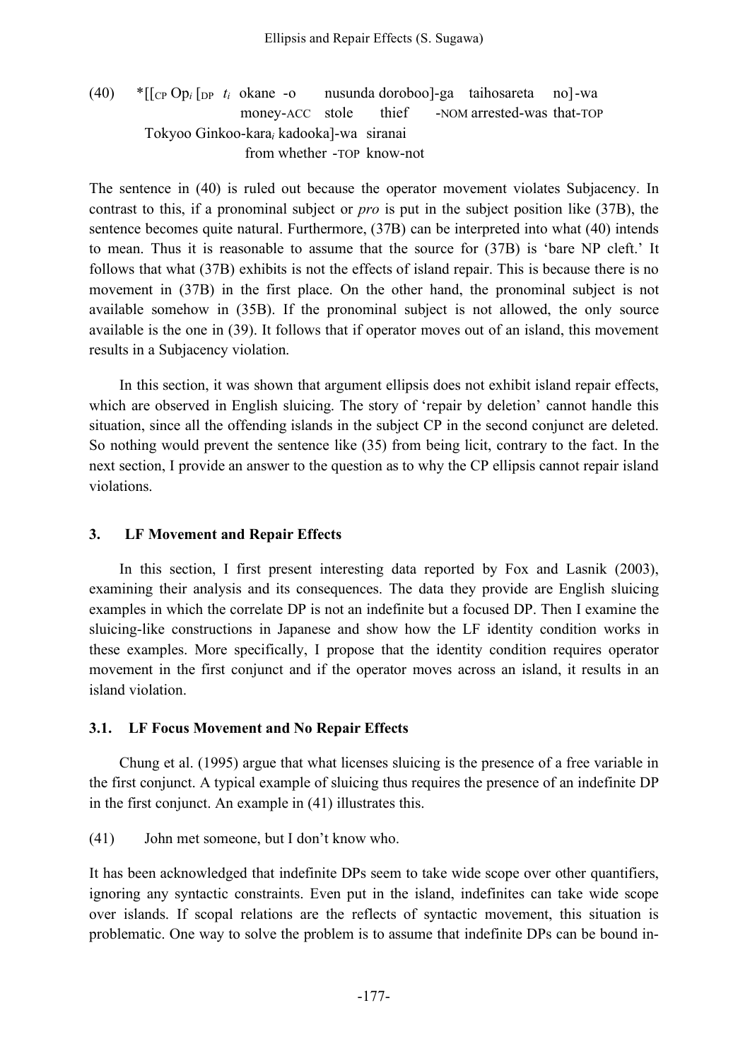(40) *[[<sub>CP</sub> Op$_i$ [<sub>DP</sub> $t_i$ okane -o nusunda doroboo]-ga taihosareta no]-wa
money-ACC stole thief -NOM arrested-was that-TOP
Tokyoo Ginkoo-kara$_i$ kadooka]-wa siranai
from whether -TOP know-not

The sentence in (40) is ruled out because the operator movement violates Subjacency. In contrast to this, if a pronominal subject or *pro* is put in the subject position like (37B), the sentence becomes quite natural. Furthermore, (37B) can be interpreted into what (40) intends to mean. Thus it is reasonable to assume that the source for (37B) is 'bare NP cleft.' It follows that what (37B) exhibits is not the effects of island repair. This is because there is no movement in (37B) in the first place. On the other hand, the pronominal subject is not available somehow in (35B). If the pronominal subject is not allowed, the only source available is the one in (39). It follows that if operator moves out of an island, this movement results in a Subjacency violation.

In this section, it was shown that argument ellipsis does not exhibit island repair effects, which are observed in English sluicing. The story of 'repair by deletion' cannot handle this situation, since all the offending islands in the subject CP in the second conjunct are deleted. So nothing would prevent the sentence like (35) from being licit, contrary to the fact. In the next section, I provide an answer to the question as to why the CP ellipsis cannot repair island violations.

## 3. LF Movement and Repair Effects

In this section, I first present interesting data reported by Fox and Lasnik (2003), examining their analysis and its consequences. The data they provide are English sluicing examples in which the correlate DP is not an indefinite but a focused DP. Then I examine the sluicing-like constructions in Japanese and show how the LF identity condition works in these examples. More specifically, I propose that the identity condition requires operator movement in the first conjunct and if the operator moves across an island, it results in an island violation.

### 3.1. LF Focus Movement and No Repair Effects

Chung et al. (1995) argue that what licenses sluicing is the presence of a free variable in the first conjunct. A typical example of sluicing thus requires the presence of an indefinite DP in the first conjunct. An example in (41) illustrates this.

(41) John met someone, but I don't know who.

It has been acknowledged that indefinite DPs seem to take wide scope over other quantifiers, ignoring any syntactic constraints. Even put in the island, indefinites can take wide scope over islands. If scopal relations are the reflects of syntactic movement, this situation is problematic. One way to solve the problem is to assume that indefinite DPs can be bound in-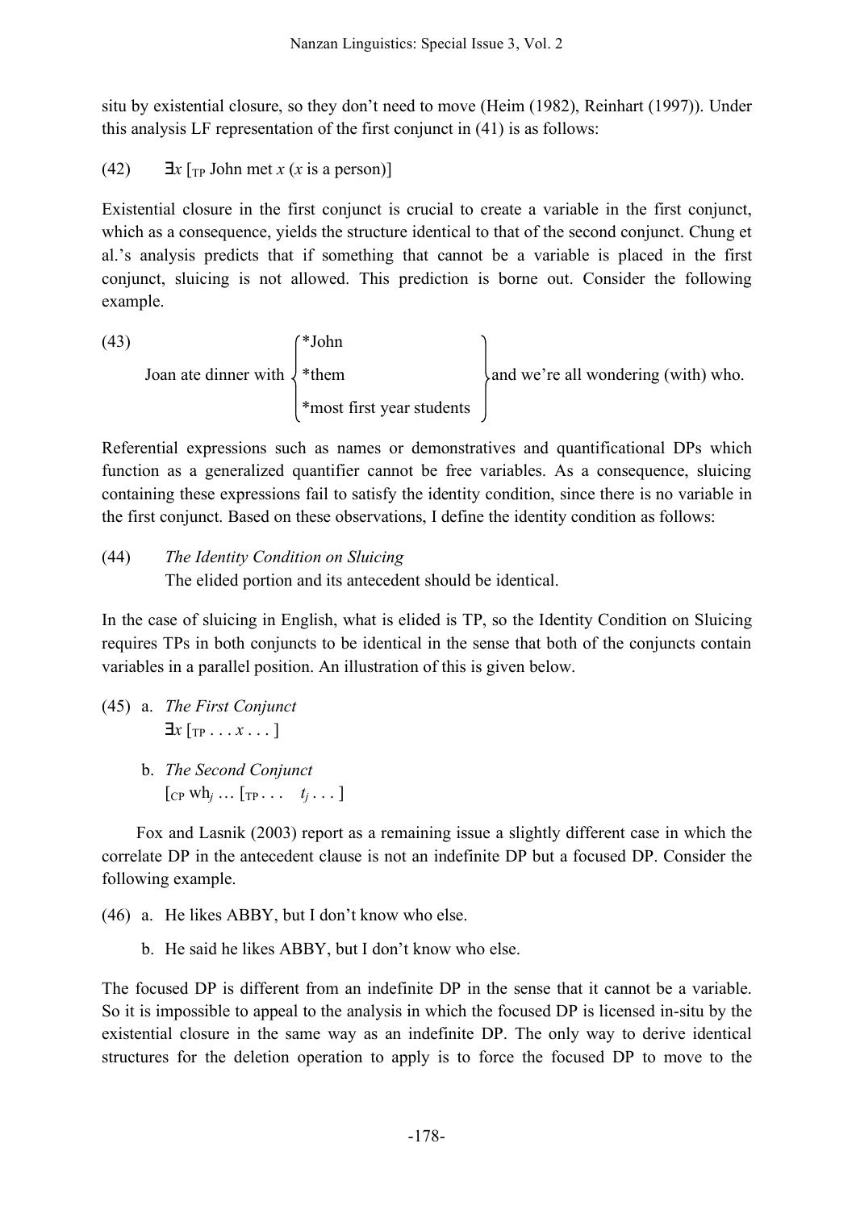situ by existential closure, so they don't need to move (Heim (1982), Reinhart (1997)). Under this analysis LF representation of the first conjunct in (41) is as follows:

(42) $\exists x$ [$_{TP}$ John met $x$ ($x$ is a person)]

Existential closure in the first conjunct is crucial to create a variable in the first conjunct, which as a consequence, yields the structure identical to that of the second conjunct. Chung et al.'s analysis predicts that if something that cannot be a variable is placed in the first conjunct, sluicing is not allowed. This prediction is borne out. Consider the following example.

(43) Joan ate dinner with { *John / *them / *most first year students } and we're all wondering (with) who.

Referential expressions such as names or demonstratives and quantificational DPs which function as a generalized quantifier cannot be free variables. As a consequence, sluicing containing these expressions fail to satisfy the identity condition, since there is no variable in the first conjunct. Based on these observations, I define the identity condition as follows:

(44) *The Identity Condition on Sluicing*
The elided portion and its antecedent should be identical.

In the case of sluicing in English, what is elided is TP, so the Identity Condition on Sluicing requires TPs in both conjuncts to be identical in the sense that both of the conjuncts contain variables in a parallel position. An illustration of this is given below.

(45) a. *The First Conjunct*
$\exists x$ [$_{TP}$ . . . $x$ . . . ]

b. *The Second Conjunct*
[$_{CP}$ wh$_j$ … [$_{TP}$ . . . $t_j$ . . . ]

Fox and Lasnik (2003) report as a remaining issue a slightly different case in which the correlate DP in the antecedent clause is not an indefinite DP but a focused DP. Consider the following example.

(46) a. He likes ABBY, but I don't know who else.

b. He said he likes ABBY, but I don't know who else.

The focused DP is different from an indefinite DP in the sense that it cannot be a variable. So it is impossible to appeal to the analysis in which the focused DP is licensed in-situ by the existential closure in the same way as an indefinite DP. The only way to derive identical structures for the deletion operation to apply is to force the focused DP to move to the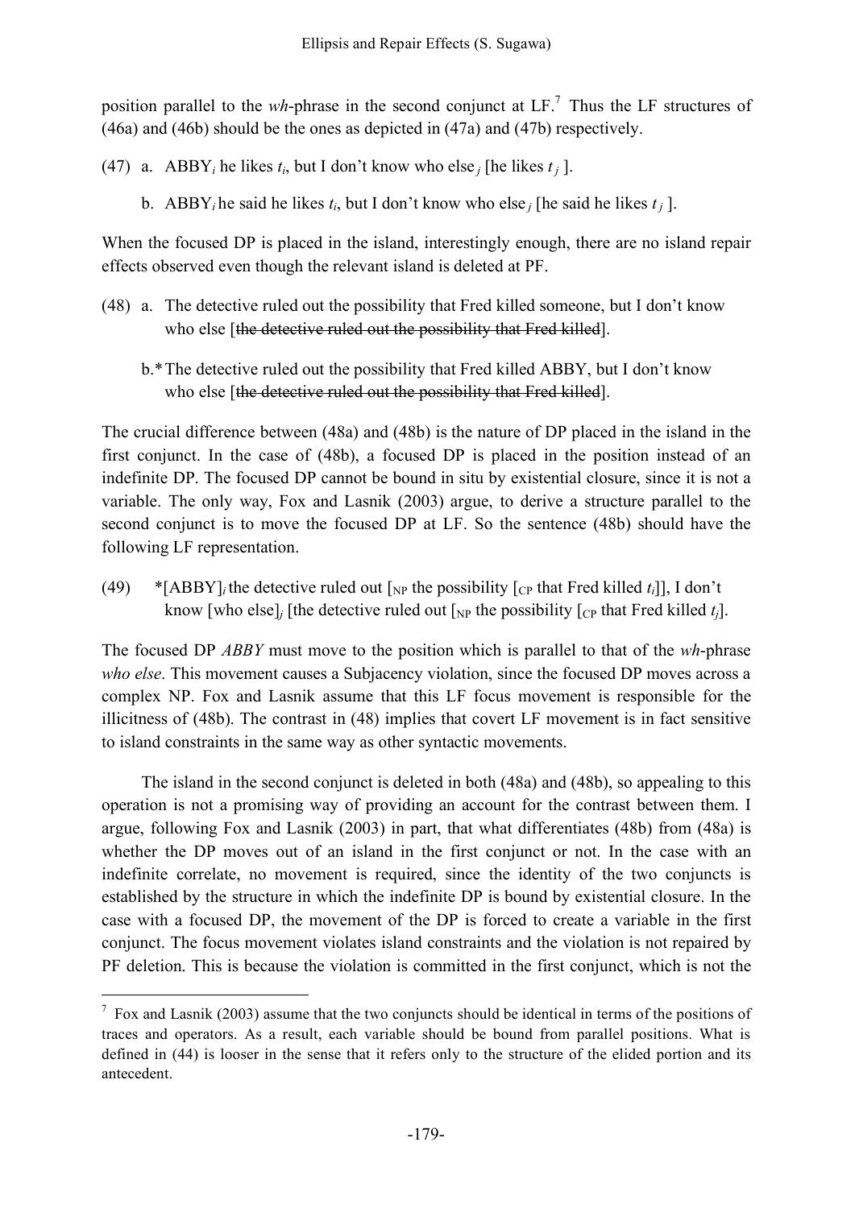position parallel to the *wh*-phrase in the second conjunct at LF.[7] Thus the LF structures of (46a) and (46b) should be the ones as depicted in (47a) and (47b) respectively.

(47) a. ABBY$_i$ he likes $t_i$, but I don't know who else$_j$ [he likes $t_j$ ].

b. ABBY$_i$ he said he likes $t_i$, but I don't know who else$_j$ [he said he likes $t_j$ ].

When the focused DP is placed in the island, interestingly enough, there are no island repair effects observed even though the relevant island is deleted at PF.

(48) a. The detective ruled out the possibility that Fred killed someone, but I don't know who else [~~the detective ruled out the possibility that Fred killed~~].

b.* The detective ruled out the possibility that Fred killed ABBY, but I don't know who else [~~the detective ruled out the possibility that Fred killed~~].

The crucial difference between (48a) and (48b) is the nature of DP placed in the island in the first conjunct. In the case of (48b), a focused DP is placed in the position instead of an indefinite DP. The focused DP cannot be bound in situ by existential closure, since it is not a variable. The only way, Fox and Lasnik (2003) argue, to derive a structure parallel to the second conjunct is to move the focused DP at LF. So the sentence (48b) should have the following LF representation.

(49) *[ABBY]$_i$ the detective ruled out [$_{NP}$ the possibility [$_{CP}$ that Fred killed $t_i$]], I don't know [who else]$_j$ [the detective ruled out [$_{NP}$ the possibility [$_{CP}$ that Fred killed $t_j$].

The focused DP *ABBY* must move to the position which is parallel to that of the *wh*-phrase *who else*. This movement causes a Subjacency violation, since the focused DP moves across a complex NP. Fox and Lasnik assume that this LF focus movement is responsible for the illicitness of (48b). The contrast in (48) implies that covert LF movement is in fact sensitive to island constraints in the same way as other syntactic movements.

The island in the second conjunct is deleted in both (48a) and (48b), so appealing to this operation is not a promising way of providing an account for the contrast between them. I argue, following Fox and Lasnik (2003) in part, that what differentiates (48b) from (48a) is whether the DP moves out of an island in the first conjunct or not. In the case with an indefinite correlate, no movement is required, since the identity of the two conjuncts is established by the structure in which the indefinite DP is bound by existential closure. In the case with a focused DP, the movement of the DP is forced to create a variable in the first conjunct. The focus movement violates island constraints and the violation is not repaired by PF deletion. This is because the violation is committed in the first conjunct, which is not the

---

[7] Fox and Lasnik (2003) assume that the two conjuncts should be identical in terms of the positions of traces and operators. As a result, each variable should be bound from parallel positions. What is defined in (44) is looser in the sense that it refers only to the structure of the elided portion and its antecedent.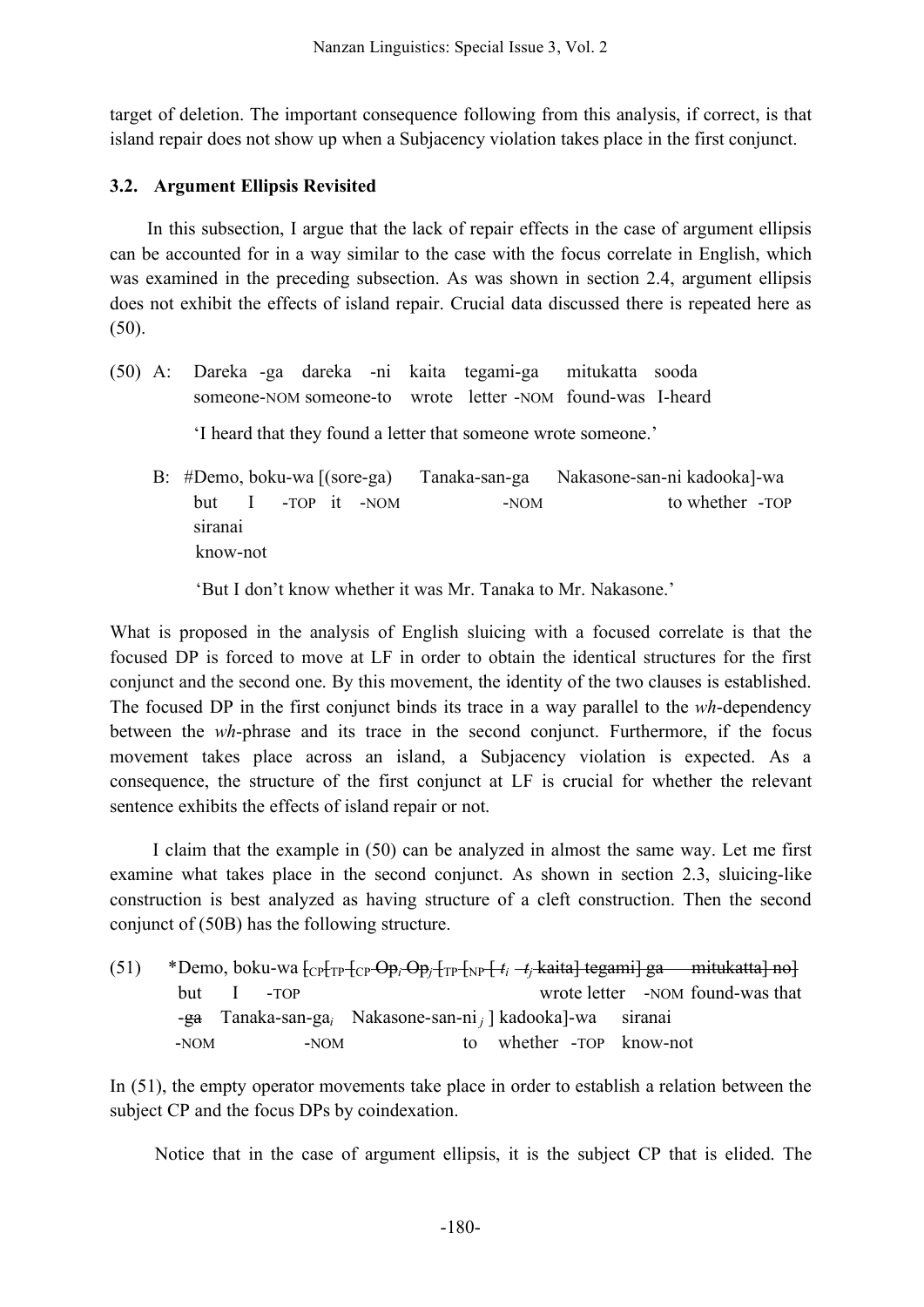target of deletion. The important consequence following from this analysis, if correct, is that island repair does not show up when a Subjacency violation takes place in the first conjunct.

### 3.2. Argument Ellipsis Revisited

In this subsection, I argue that the lack of repair effects in the case of argument ellipsis can be accounted for in a way similar to the case with the focus correlate in English, which was examined in the preceding subsection. As was shown in section 2.4, argument ellipsis does not exhibit the effects of island repair. Crucial data discussed there is repeated here as (50).

(50) A: Dareka -ga dareka -ni kaita tegami-ga mitukatta sooda
someone-NOM someone-to wrote letter -NOM found-was I-heard

'I heard that they found a letter that someone wrote someone.'

B: #Demo, boku-wa [(sore-ga) Tanaka-san-ga Nakasone-san-ni kadooka]-wa siranai
but I -TOP it -NOM -NOM to whether -TOP know-not

'But I don't know whether it was Mr. Tanaka to Mr. Nakasone.'

What is proposed in the analysis of English sluicing with a focused correlate is that the focused DP is forced to move at LF in order to obtain the identical structures for the first conjunct and the second one. By this movement, the identity of the two clauses is established. The focused DP in the first conjunct binds its trace in a way parallel to the *wh*-dependency between the *wh*-phrase and its trace in the second conjunct. Furthermore, if the focus movement takes place across an island, a Subjacency violation is expected. As a consequence, the structure of the first conjunct at LF is crucial for whether the relevant sentence exhibits the effects of island repair or not.

I claim that the example in (50) can be analyzed in almost the same way. Let me first examine what takes place in the second conjunct. As shown in section 2.3, sluicing-like construction is best analyzed as having structure of a cleft construction. Then the second conjunct of (50B) has the following structure.

(51) *Demo, boku-wa [$_{CP}$[$_{TP}$ ~~[$_{CP}$ Op$_i$ Op$_j$ [$_{TP}$ [$_{NP}$ [ $t_i$ $t_j$ kaita] tegami] ga mitukatta] no] -ga~~ Tanaka-san-ga$_i$ Nakasone-san-ni$_j$ ] kadooka]-wa siranai
but I -TOP wrote letter -NOM found-was that -NOM -NOM to whether -TOP know-not

In (51), the empty operator movements take place in order to establish a relation between the subject CP and the focus DPs by coindexation.

Notice that in the case of argument ellipsis, it is the subject CP that is elided. The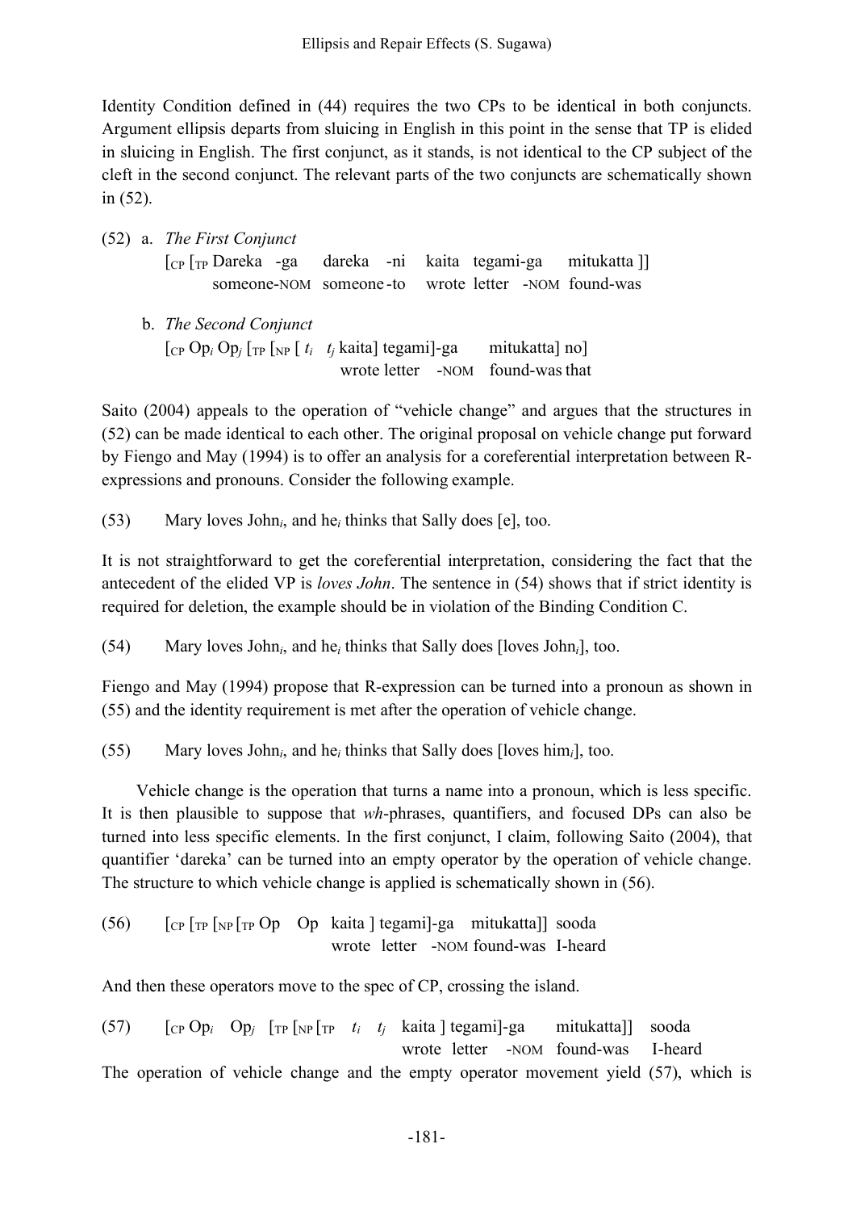Identity Condition defined in (44) requires the two CPs to be identical in both conjuncts. Argument ellipsis departs from sluicing in English in this point in the sense that TP is elided in sluicing in English. The first conjunct, as it stands, is not identical to the CP subject of the cleft in the second conjunct. The relevant parts of the two conjuncts are schematically shown in (52).

(52) a. *The First Conjunct*

$[_{CP}$ $[_{TP}$ Dareka -ga dareka -ni kaita tegami-ga mitukatta ]]
someone-NOM someone-to wrote letter -NOM found-was

b. *The Second Conjunct*

$[_{CP}$ $Op_i$ $Op_j$ $[_{TP}$ $[_{NP}$ [ $t_i$ $t_j$ kaita] tegami]-ga mitukatta] no]
wrote letter -NOM found-was that

Saito (2004) appeals to the operation of "vehicle change" and argues that the structures in (52) can be made identical to each other. The original proposal on vehicle change put forward by Fiengo and May (1994) is to offer an analysis for a coreferential interpretation between R-expressions and pronouns. Consider the following example.

(53) Mary loves $John_i$, and $he_i$ thinks that Sally does [e], too.

It is not straightforward to get the coreferential interpretation, considering the fact that the antecedent of the elided VP is *loves John*. The sentence in (54) shows that if strict identity is required for deletion, the example should be in violation of the Binding Condition C.

(54) Mary loves $John_i$, and $he_i$ thinks that Sally does [loves $John_i$], too.

Fiengo and May (1994) propose that R-expression can be turned into a pronoun as shown in (55) and the identity requirement is met after the operation of vehicle change.

(55) Mary loves $John_i$, and $he_i$ thinks that Sally does [loves $him_i$], too.

Vehicle change is the operation that turns a name into a pronoun, which is less specific. It is then plausible to suppose that *wh*-phrases, quantifiers, and focused DPs can also be turned into less specific elements. In the first conjunct, I claim, following Saito (2004), that quantifier 'dareka' can be turned into an empty operator by the operation of vehicle change. The structure to which vehicle change is applied is schematically shown in (56).

(56) $[_{CP}$ $[_{TP}$ $[_{NP}$ $[_{TP}$ Op Op kaita ] tegami]-ga mitukatta]] sooda
wrote letter -NOM found-was I-heard

And then these operators move to the spec of CP, crossing the island.

(57) $[_{CP}$ $Op_i$ $Op_j$ $[_{TP}$ $[_{NP}$ $[_{TP}$ $t_i$ $t_j$ kaita ] tegami]-ga mitukatta]] sooda
wrote letter -NOM found-was I-heard

The operation of vehicle change and the empty operator movement yield (57), which is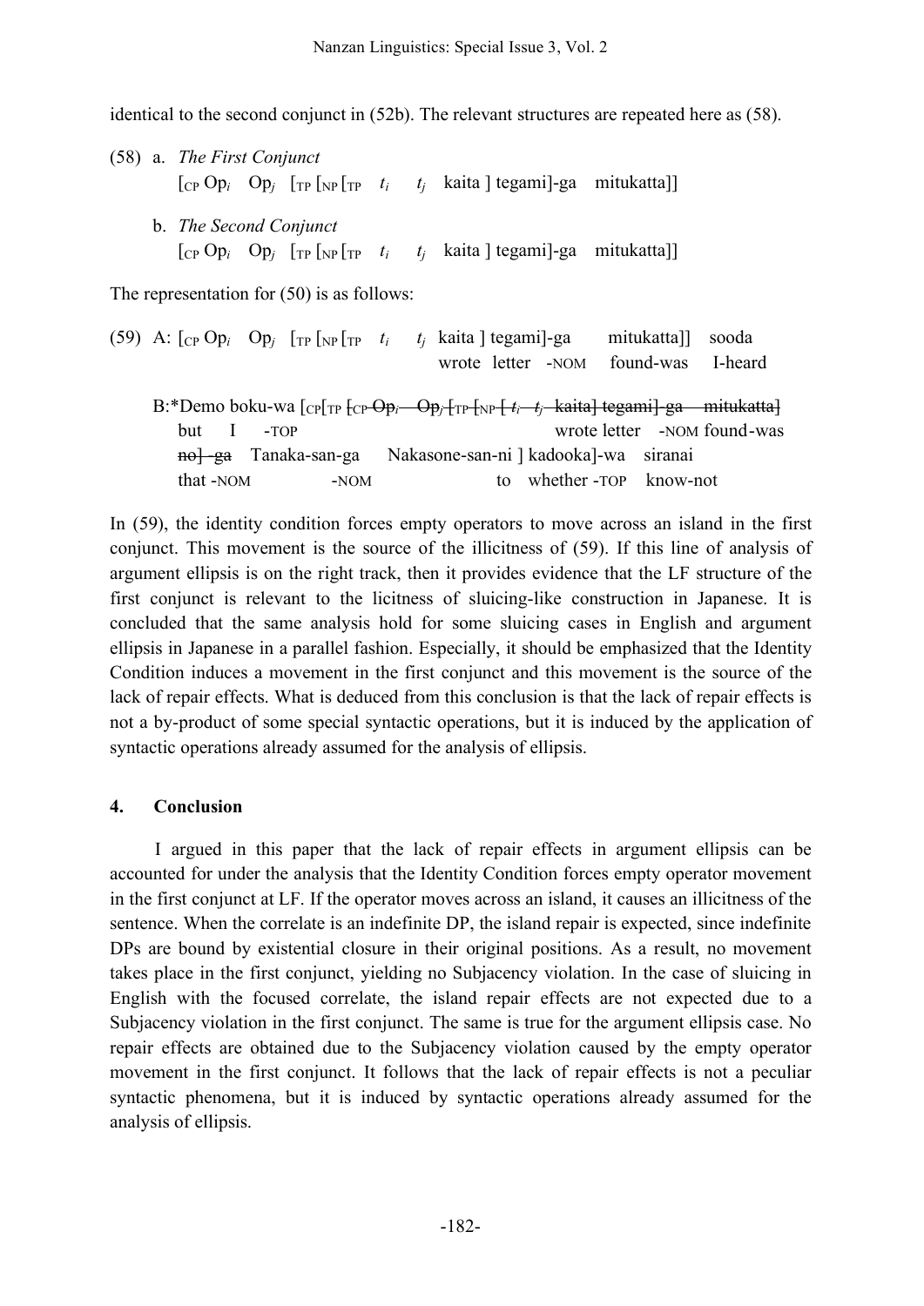identical to the second conjunct in (52b). The relevant structures are repeated here as (58).

(58) a. *The First Conjunct*

$[_{CP}$ Op$_i$ Op$_j$ $[_{TP}$ $[_{NP}$ $[_{TP}$ $t_i$ $t_j$ kaita ] tegami]-ga mitukatta]]

b. *The Second Conjunct*

$[_{CP}$ Op$_i$ Op$_j$ $[_{TP}$ $[_{NP}$ $[_{TP}$ $t_i$ $t_j$ kaita ] tegami]-ga mitukatta]]

The representation for (50) is as follows:

(59) A: $[_{CP}$ Op$_i$ Op$_j$ $[_{TP}$ $[_{NP}$ $[_{TP}$ $t_i$ $t_j$ kaita ] tegami]-ga mitukatta]] sooda
wrote letter -NOM found-was I-heard

B:*Demo boku-wa $[_{CP}[_{TP}$ ~~$[_{CP}$ Op$_i$ Op$_j$ $[_{TP}$ $[_{NP}$ $[$ $t_i$ $t_j$ kaita] tegami]-ga mitukatta]~~
but I -TOP wrote letter -NOM found-was
~~no] -ga~~ Tanaka-san-ga Nakasone-san-ni ] kadooka]-wa siranai
that -NOM -NOM to whether -TOP know-not

In (59), the identity condition forces empty operators to move across an island in the first conjunct. This movement is the source of the illicitness of (59). If this line of analysis of argument ellipsis is on the right track, then it provides evidence that the LF structure of the first conjunct is relevant to the licitness of sluicing-like construction in Japanese. It is concluded that the same analysis hold for some sluicing cases in English and argument ellipsis in Japanese in a parallel fashion. Especially, it should be emphasized that the Identity Condition induces a movement in the first conjunct and this movement is the source of the lack of repair effects. What is deduced from this conclusion is that the lack of repair effects is not a by-product of some special syntactic operations, but it is induced by the application of syntactic operations already assumed for the analysis of ellipsis.

## 4. Conclusion

I argued in this paper that the lack of repair effects in argument ellipsis can be accounted for under the analysis that the Identity Condition forces empty operator movement in the first conjunct at LF. If the operator moves across an island, it causes an illicitness of the sentence. When the correlate is an indefinite DP, the island repair is expected, since indefinite DPs are bound by existential closure in their original positions. As a result, no movement takes place in the first conjunct, yielding no Subjacency violation. In the case of sluicing in English with the focused correlate, the island repair effects are not expected due to a Subjacency violation in the first conjunct. The same is true for the argument ellipsis case. No repair effects are obtained due to the Subjacency violation caused by the empty operator movement in the first conjunct. It follows that the lack of repair effects is not a peculiar syntactic phenomena, but it is induced by syntactic operations already assumed for the analysis of ellipsis.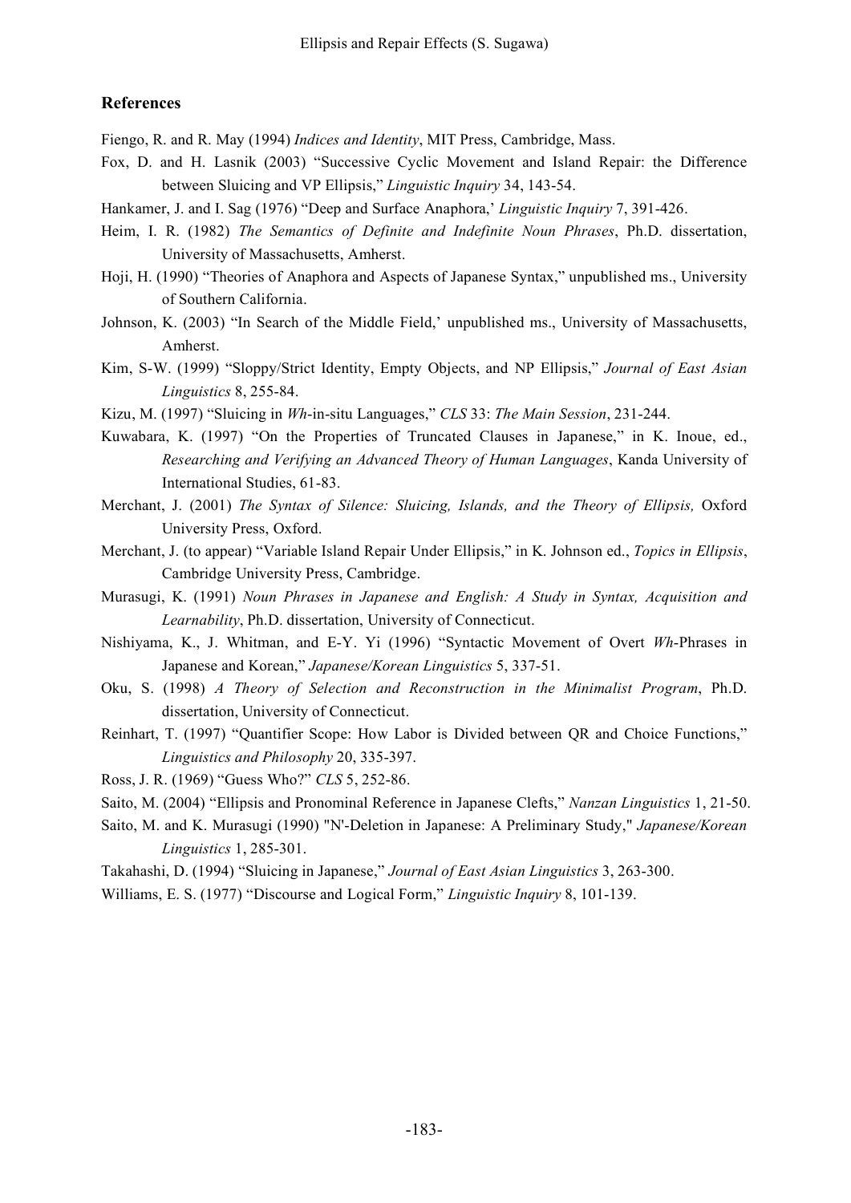## References

Fiengo, R. and R. May (1994) *Indices and Identity*, MIT Press, Cambridge, Mass.

Fox, D. and H. Lasnik (2003) "Successive Cyclic Movement and Island Repair: the Difference between Sluicing and VP Ellipsis," *Linguistic Inquiry* 34, 143-54.

Hankamer, J. and I. Sag (1976) "Deep and Surface Anaphora,' *Linguistic Inquiry* 7, 391-426.

Heim, I. R. (1982) *The Semantics of Definite and Indefinite Noun Phrases*, Ph.D. dissertation, University of Massachusetts, Amherst.

Hoji, H. (1990) "Theories of Anaphora and Aspects of Japanese Syntax," unpublished ms., University of Southern California.

Johnson, K. (2003) "In Search of the Middle Field,' unpublished ms., University of Massachusetts, Amherst.

Kim, S-W. (1999) "Sloppy/Strict Identity, Empty Objects, and NP Ellipsis," *Journal of East Asian Linguistics* 8, 255-84.

Kizu, M. (1997) "Sluicing in *Wh*-in-situ Languages," *CLS* 33: *The Main Session*, 231-244.

Kuwabara, K. (1997) "On the Properties of Truncated Clauses in Japanese," in K. Inoue, ed., *Researching and Verifying an Advanced Theory of Human Languages*, Kanda University of International Studies, 61-83.

Merchant, J. (2001) *The Syntax of Silence: Sluicing, Islands, and the Theory of Ellipsis,* Oxford University Press, Oxford.

Merchant, J. (to appear) "Variable Island Repair Under Ellipsis," in K. Johnson ed., *Topics in Ellipsis*, Cambridge University Press, Cambridge.

Murasugi, K. (1991) *Noun Phrases in Japanese and English: A Study in Syntax, Acquisition and Learnability*, Ph.D. dissertation, University of Connecticut.

Nishiyama, K., J. Whitman, and E-Y. Yi (1996) "Syntactic Movement of Overt *Wh*-Phrases in Japanese and Korean," *Japanese/Korean Linguistics* 5, 337-51.

Oku, S. (1998) *A Theory of Selection and Reconstruction in the Minimalist Program*, Ph.D. dissertation, University of Connecticut.

Reinhart, T. (1997) "Quantifier Scope: How Labor is Divided between QR and Choice Functions," *Linguistics and Philosophy* 20, 335-397.

Ross, J. R. (1969) "Guess Who?" *CLS* 5, 252-86.

Saito, M. (2004) "Ellipsis and Pronominal Reference in Japanese Clefts," *Nanzan Linguistics* 1, 21-50.

Saito, M. and K. Murasugi (1990) "N'-Deletion in Japanese: A Preliminary Study," *Japanese/Korean Linguistics* 1, 285-301.

Takahashi, D. (1994) "Sluicing in Japanese," *Journal of East Asian Linguistics* 3, 263-300.

Williams, E. S. (1977) "Discourse and Logical Form," *Linguistic Inquiry* 8, 101-139.